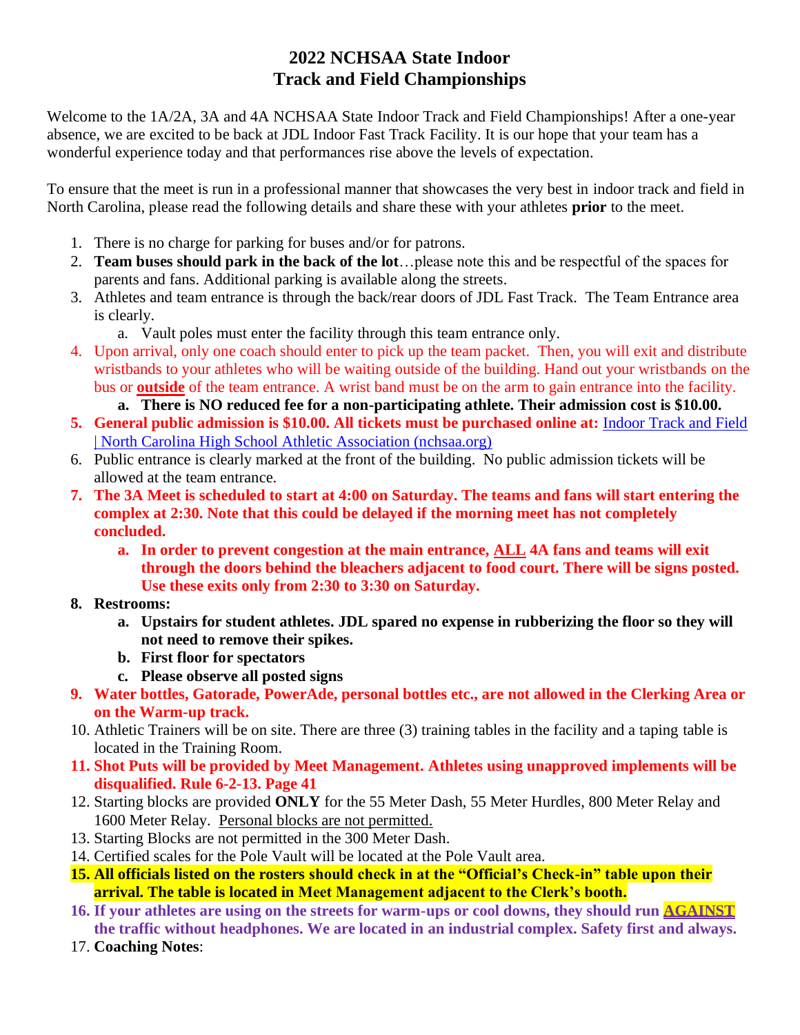# 2022 NCHSAA State Indoor Track and Field Championships

Welcome to the 1A/2A, 3A and 4A NCHSAA State Indoor Track and Field Championships! After a one-year absence, we are excited to be back at JDL Indoor Fast Track Facility. It is our hope that your team has a wonderful experience today and that performances rise above the levels of expectation.

To ensure that the meet is run in a professional manner that showcases the very best in indoor track and field in North Carolina, please read the following details and share these with your athletes **prior** to the meet.

1. There is no charge for parking for buses and/or for patrons.
2. **Team buses should park in the back of the lot**…please note this and be respectful of the spaces for parents and fans. Additional parking is available along the streets.
3. Athletes and team entrance is through the back/rear doors of JDL Fast Track. The Team Entrance area is clearly.
   a. Vault poles must enter the facility through this team entrance only.
4. Upon arrival, only one coach should enter to pick up the team packet. Then, you will exit and distribute wristbands to your athletes who will be waiting outside of the building. Hand out your wristbands on the bus or **outside** of the team entrance. A wrist band must be on the arm to gain entrance into the facility.
   a. **There is NO reduced fee for a non-participating athlete. Their admission cost is $10.00.**
5. **General public admission is $10.00. All tickets must be purchased online at:** Indoor Track and Field | North Carolina High School Athletic Association (nchsaa.org)
6. Public entrance is clearly marked at the front of the building. No public admission tickets will be allowed at the team entrance.
7. **The 3A Meet is scheduled to start at 4:00 on Saturday. The teams and fans will start entering the complex at 2:30. Note that this could be delayed if the morning meet has not completely concluded.**
   a. **In order to prevent congestion at the main entrance, ALL 4A fans and teams will exit through the doors behind the bleachers adjacent to food court. There will be signs posted. Use these exits only from 2:30 to 3:30 on Saturday.**
8. **Restrooms:**
   a. **Upstairs for student athletes. JDL spared no expense in rubberizing the floor so they will not need to remove their spikes.**
   b. **First floor for spectators**
   c. **Please observe all posted signs**
9. **Water bottles, Gatorade, PowerAde, personal bottles etc., are not allowed in the Clerking Area or on the Warm-up track.**
10. Athletic Trainers will be on site. There are three (3) training tables in the facility and a taping table is located in the Training Room.
11. **Shot Puts will be provided by Meet Management. Athletes using unapproved implements will be disqualified. Rule 6-2-13. Page 41**
12. Starting blocks are provided **ONLY** for the 55 Meter Dash, 55 Meter Hurdles, 800 Meter Relay and 1600 Meter Relay. Personal blocks are not permitted.
13. Starting Blocks are not permitted in the 300 Meter Dash.
14. Certified scales for the Pole Vault will be located at the Pole Vault area.
15. **All officials listed on the rosters should check in at the "Official's Check-in" table upon their arrival. The table is located in Meet Management adjacent to the Clerk's booth.**
16. **If your athletes are using on the streets for warm-ups or cool downs, they should run AGAINST the traffic without headphones. We are located in an industrial complex. Safety first and always.**
17. **Coaching Notes**: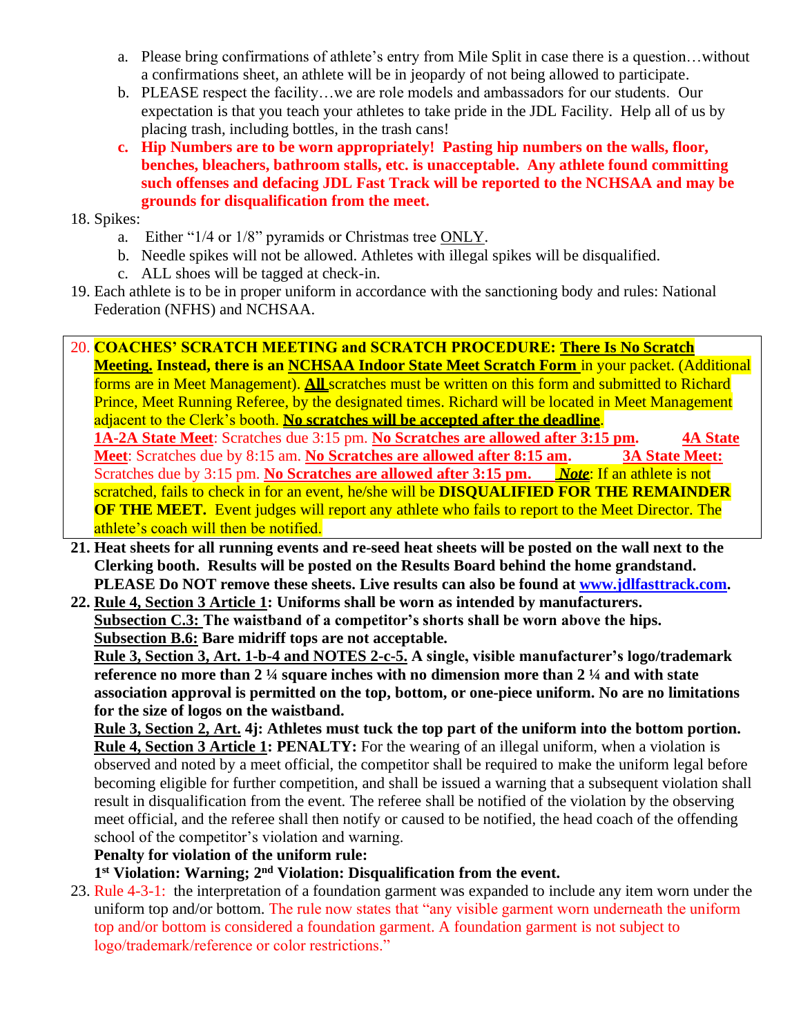a. Please bring confirmations of athlete's entry from Mile Split in case there is a question…without a confirmations sheet, an athlete will be in jeopardy of not being allowed to participate.
   b. PLEASE respect the facility…we are role models and ambassadors for our students. Our expectation is that you teach your athletes to take pride in the JDL Facility. Help all of us by placing trash, including bottles, in the trash cans!
   c. **Hip Numbers are to be worn appropriately! Pasting hip numbers on the walls, floor, benches, bleachers, bathroom stalls, etc. is unacceptable. Any athlete found committing such offenses and defacing JDL Fast Track will be reported to the NCHSAA and may be grounds for disqualification from the meet.**

18. Spikes:
    a. Either "1/4 or 1/8" pyramids or Christmas tree ONLY.
    b. Needle spikes will not be allowed. Athletes with illegal spikes will be disqualified.
    c. ALL shoes will be tagged at check-in.
19. Each athlete is to be in proper uniform in accordance with the sanctioning body and rules: National Federation (NFHS) and NCHSAA.
20. **COACHES' SCRATCH MEETING and SCRATCH PROCEDURE: There Is No Scratch Meeting. Instead, there is an NCHSAA Indoor State Meet Scratch Form** in your packet. (Additional forms are in Meet Management). **All** scratches must be written on this form and submitted to Richard Prince, Meet Running Referee, by the designated times. Richard will be located in Meet Management adjacent to the Clerk's booth. **No scratches will be accepted after the deadline**.
    **1A-2A State Meet**: Scratches due 3:15 pm. **No Scratches are allowed after 3:15 pm.** **4A State Meet**: Scratches due by 8:15 am. **No Scratches are allowed after 8:15 am.** **3A State Meet:** Scratches due by 3:15 pm. **No Scratches are allowed after 3:15 pm.** ***Note***: If an athlete is not scratched, fails to check in for an event, he/she will be **DISQUALIFIED FOR THE REMAINDER OF THE MEET.** Event judges will report any athlete who fails to report to the Meet Director. The athlete's coach will then be notified.
21. **Heat sheets for all running events and re-seed heat sheets will be posted on the wall next to the Clerking booth. Results will be posted on the Results Board behind the home grandstand. PLEASE Do NOT remove these sheets. Live results can also be found at www.jdlfasttrack.com.**
22. **Rule 4, Section 3 Article 1: Uniforms shall be worn as intended by manufacturers.**
    **Subsection C.3: The waistband of a competitor's shorts shall be worn above the hips.**
    **Subsection B.6: Bare midriff tops are not acceptable.**
    **Rule 3, Section 3, Art. 1-b-4 and NOTES 2-c-5. A single, visible manufacturer's logo/trademark reference no more than 2 ¼ square inches with no dimension more than 2 ¼ and with state association approval is permitted on the top, bottom, or one-piece uniform. No are no limitations for the size of logos on the waistband.**
    **Rule 3, Section 2, Art. 4j: Athletes must tuck the top part of the uniform into the bottom portion.**
    **Rule 4, Section 3 Article 1: PENALTY:** For the wearing of an illegal uniform, when a violation is observed and noted by a meet official, the competitor shall be required to make the uniform legal before becoming eligible for further competition, and shall be issued a warning that a subsequent violation shall result in disqualification from the event. The referee shall be notified of the violation by the observing meet official, and the referee shall then notify or caused to be notified, the head coach of the offending school of the competitor's violation and warning.
    **Penalty for violation of the uniform rule:**
    **1st Violation: Warning; 2nd Violation: Disqualification from the event.**
23. Rule 4-3-1: the interpretation of a foundation garment was expanded to include any item worn under the uniform top and/or bottom. The rule now states that "any visible garment worn underneath the uniform top and/or bottom is considered a foundation garment. A foundation garment is not subject to logo/trademark/reference or color restrictions."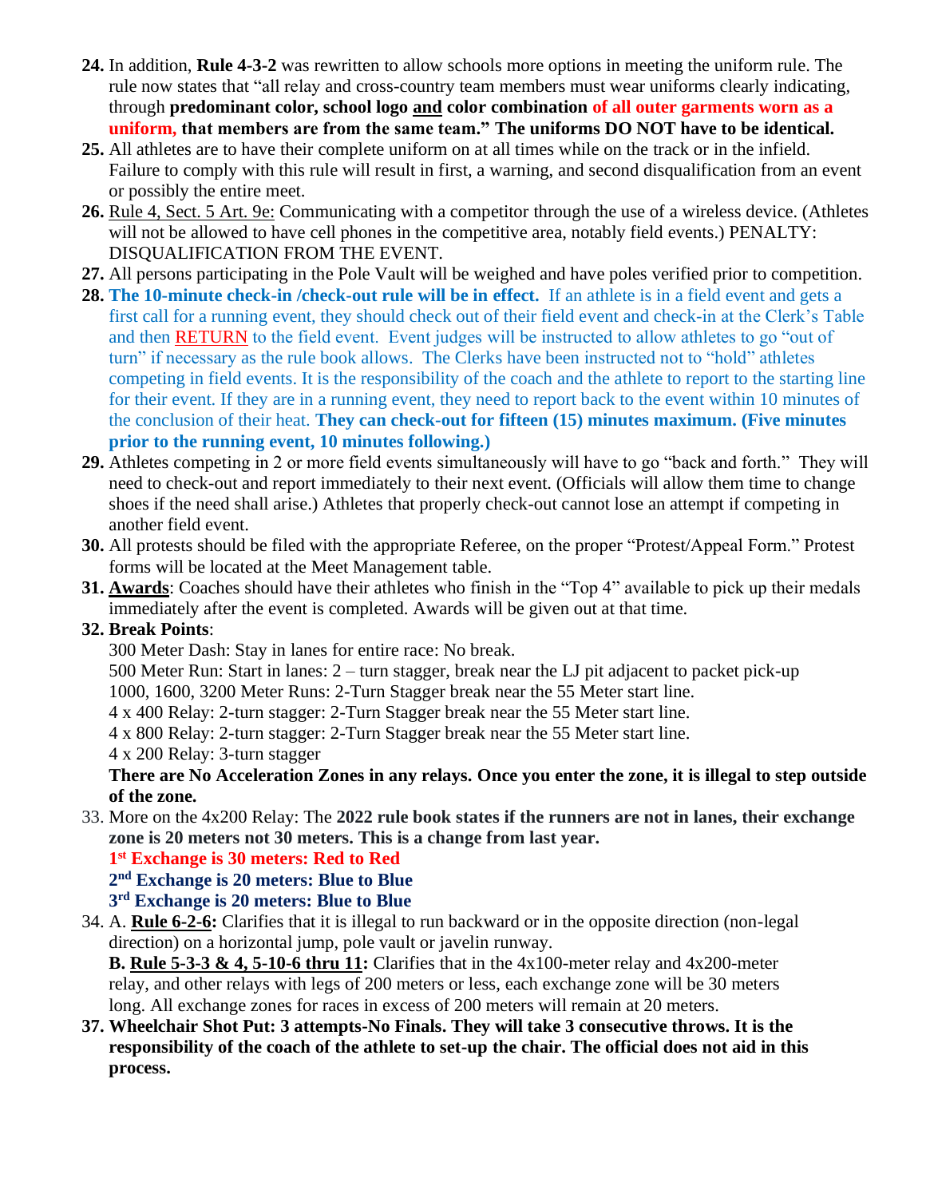24. In addition, **Rule 4-3-2** was rewritten to allow schools more options in meeting the uniform rule. The rule now states that "all relay and cross-country team members must wear uniforms clearly indicating, through **predominant color, school logo and color combination of all outer garments worn as a uniform, that members are from the same team." The uniforms DO NOT have to be identical.**
25. All athletes are to have their complete uniform on at all times while on the track or in the infield. Failure to comply with this rule will result in first, a warning, and second disqualification from an event or possibly the entire meet.
26. Rule 4, Sect. 5 Art. 9e: Communicating with a competitor through the use of a wireless device. (Athletes will not be allowed to have cell phones in the competitive area, notably field events.) PENALTY: DISQUALIFICATION FROM THE EVENT.
27. All persons participating in the Pole Vault will be weighed and have poles verified prior to competition.
28. **The 10-minute check-in /check-out rule will be in effect.** If an athlete is in a field event and gets a first call for a running event, they should check out of their field event and check-in at the Clerk's Table and then RETURN to the field event. Event judges will be instructed to allow athletes to go "out of turn" if necessary as the rule book allows. The Clerks have been instructed not to "hold" athletes competing in field events. It is the responsibility of the coach and the athlete to report to the starting line for their event. If they are in a running event, they need to report back to the event within 10 minutes of the conclusion of their heat. **They can check-out for fifteen (15) minutes maximum. (Five minutes prior to the running event, 10 minutes following.)**
29. Athletes competing in 2 or more field events simultaneously will have to go "back and forth." They will need to check-out and report immediately to their next event. (Officials will allow them time to change shoes if the need shall arise.) Athletes that properly check-out cannot lose an attempt if competing in another field event.
30. All protests should be filed with the appropriate Referee, on the proper "Protest/Appeal Form." Protest forms will be located at the Meet Management table.
31. **Awards**: Coaches should have their athletes who finish in the "Top 4" available to pick up their medals immediately after the event is completed. Awards will be given out at that time.
32. **Break Points**:

    300 Meter Dash: Stay in lanes for entire race: No break.
    500 Meter Run: Start in lanes: 2 – turn stagger, break near the LJ pit adjacent to packet pick-up
    1000, 1600, 3200 Meter Runs: 2-Turn Stagger break near the 55 Meter start line.
    4 x 400 Relay: 2-turn stagger: 2-Turn Stagger break near the 55 Meter start line.
    4 x 800 Relay: 2-turn stagger: 2-Turn Stagger break near the 55 Meter start line.
    4 x 200 Relay: 3-turn stagger

    **There are No Acceleration Zones in any relays. Once you enter the zone, it is illegal to step outside of the zone.**

33. More on the 4x200 Relay: The **2022 rule book states if the runners are not in lanes, their exchange zone is 20 meters not 30 meters. This is a change from last year.**

    **1st Exchange is 30 meters: Red to Red**
    **2nd Exchange is 20 meters: Blue to Blue**
    **3rd Exchange is 20 meters: Blue to Blue**

34. A. **Rule 6-2-6:** Clarifies that it is illegal to run backward or in the opposite direction (non-legal direction) on a horizontal jump, pole vault or javelin runway.

    **B. Rule 5-3-3 & 4, 5-10-6 thru 11:** Clarifies that in the 4x100-meter relay and 4x200-meter relay, and other relays with legs of 200 meters or less, each exchange zone will be 30 meters long. All exchange zones for races in excess of 200 meters will remain at 20 meters.

37. **Wheelchair Shot Put: 3 attempts-No Finals. They will take 3 consecutive throws. It is the responsibility of the coach of the athlete to set-up the chair. The official does not aid in this process.**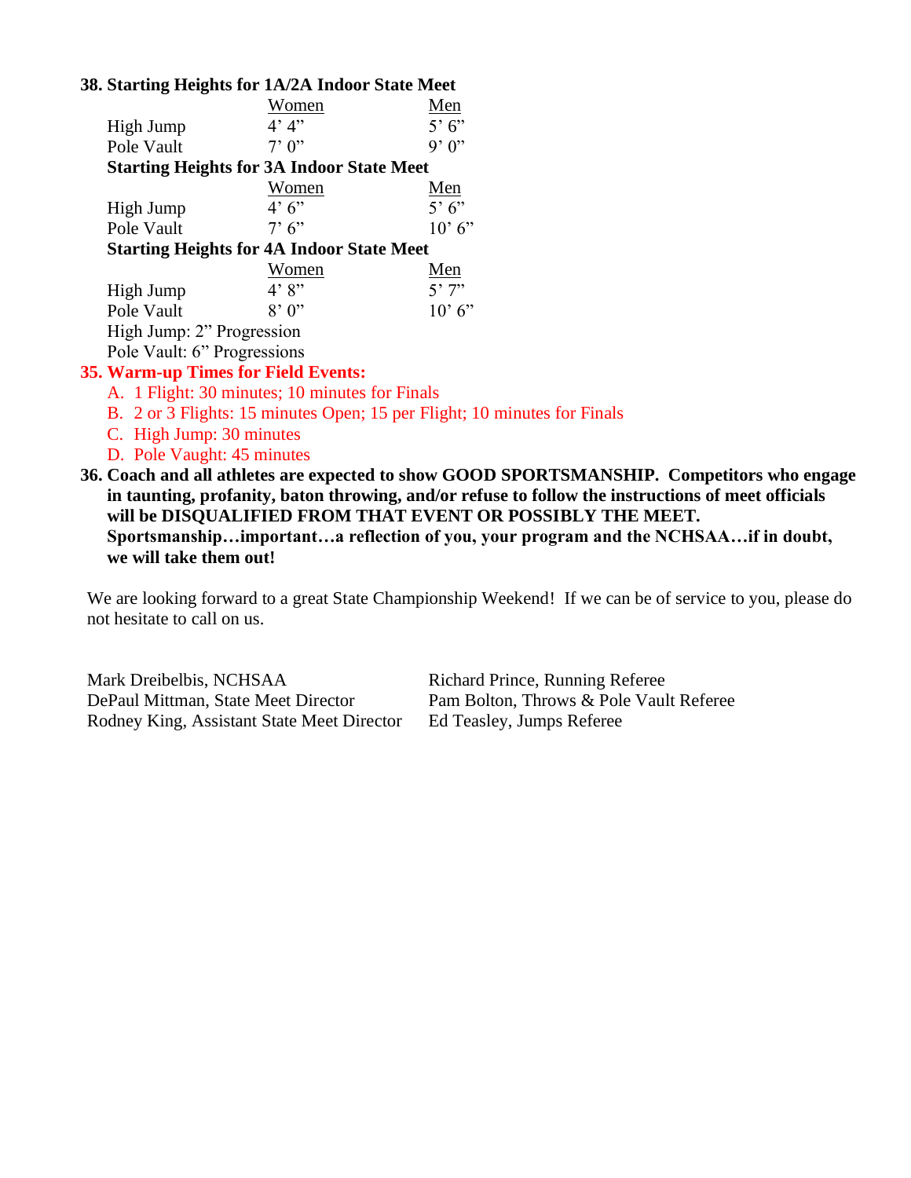**38. Starting Heights for 1A/2A Indoor State Meet**

| | Women | Men |
|---|---|---|
| High Jump | 4’ 4” | 5’ 6” |
| Pole Vault | 7’ 0” | 9’ 0” |

**Starting Heights for 3A Indoor State Meet**

| | Women | Men |
|---|---|---|
| High Jump | 4’ 6” | 5’ 6” |
| Pole Vault | 7’ 6” | 10’ 6” |

**Starting Heights for 4A Indoor State Meet**

| | Women | Men |
|---|---|---|
| High Jump | 4’ 8” | 5’ 7” |
| Pole Vault | 8’ 0” | 10’ 6” |

High Jump: 2” Progression
Pole Vault: 6” Progressions

**35. Warm-up Times for Field Events:**

A. 1 Flight: 30 minutes; 10 minutes for Finals
B. 2 or 3 Flights: 15 minutes Open; 15 per Flight; 10 minutes for Finals
C. High Jump: 30 minutes
D. Pole Vaught: 45 minutes

**36. Coach and all athletes are expected to show GOOD SPORTSMANSHIP. Competitors who engage in taunting, profanity, baton throwing, and/or refuse to follow the instructions of meet officials will be DISQUALIFIED FROM THAT EVENT OR POSSIBLY THE MEET. Sportsmanship…important…a reflection of you, your program and the NCHSAA…if in doubt, we will take them out!**

We are looking forward to a great State Championship Weekend! If we can be of service to you, please do not hesitate to call on us.

Mark Dreibelbis, NCHSAA
DePaul Mittman, State Meet Director
Rodney King, Assistant State Meet Director

Richard Prince, Running Referee
Pam Bolton, Throws & Pole Vault Referee
Ed Teasley, Jumps Referee